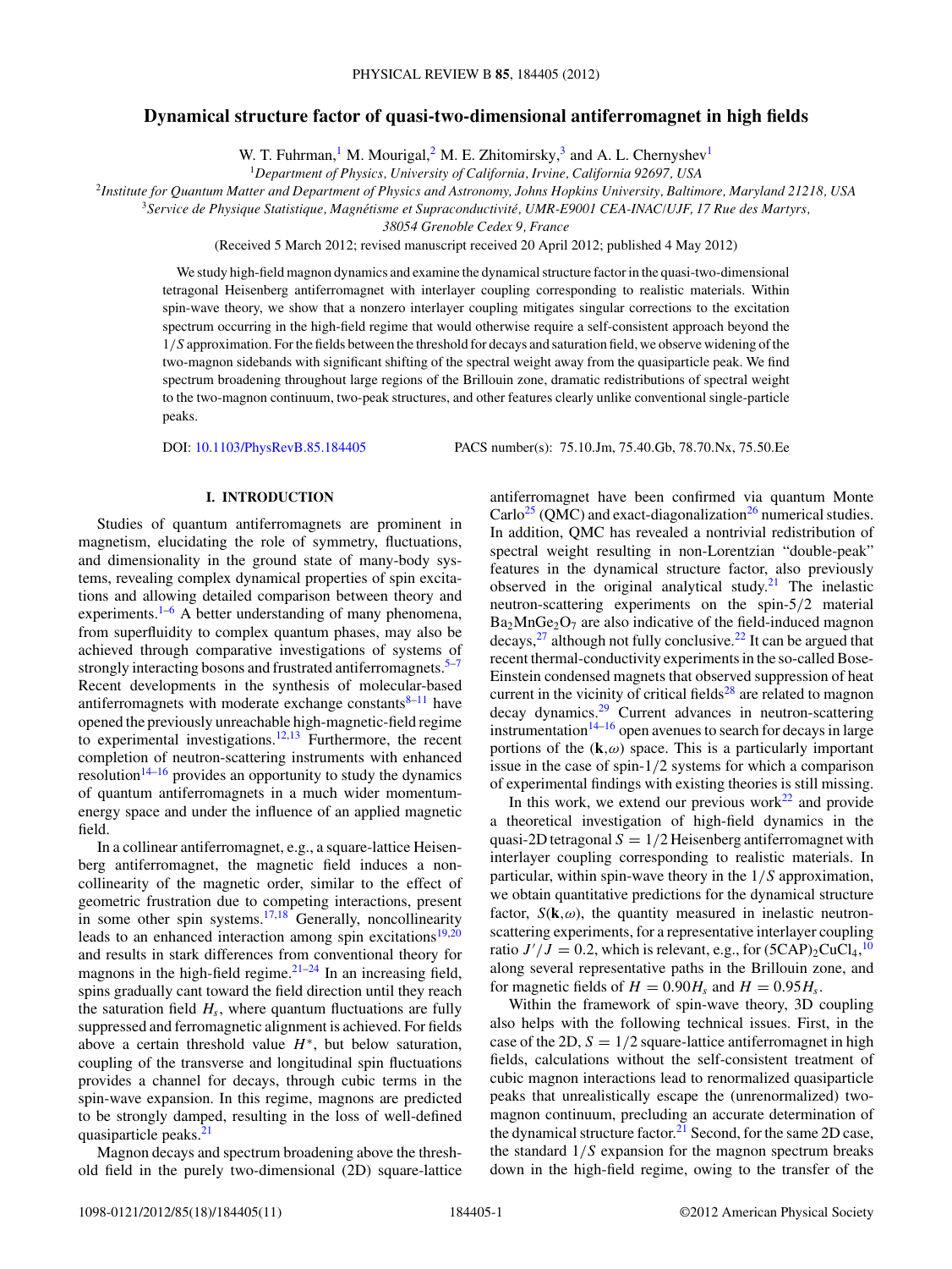# Dynamical structure factor of quasi-two-dimensional antiferromagnet in high fields

W. T. Fuhrman,[1] M. Mourigal,[2] M. E. Zhitomirsky,[3] and A. L. Chernyshev[1]

[1]Department of Physics, University of California, Irvine, California 92697, USA

[2]Institute for Quantum Matter and Department of Physics and Astronomy, Johns Hopkins University, Baltimore, Maryland 21218, USA

[3]Service de Physique Statistique, Magnétisme et Supraconductivité, UMR-E9001 CEA-INAC/UJF, 17 Rue des Martyrs, 38054 Grenoble Cedex 9, France

(Received 5 March 2012; revised manuscript received 20 April 2012; published 4 May 2012)

We study high-field magnon dynamics and examine the dynamical structure factor in the quasi-two-dimensional tetragonal Heisenberg antiferromagnet with interlayer coupling corresponding to realistic materials. Within spin-wave theory, we show that a nonzero interlayer coupling mitigates singular corrections to the excitation spectrum occurring in the high-field regime that would otherwise require a self-consistent approach beyond the $1/S$ approximation. For the fields between the threshold for decays and saturation field, we observe widening of the two-magnon sidebands with significant shifting of the spectral weight away from the quasiparticle peak. We find spectrum broadening throughout large regions of the Brillouin zone, dramatic redistributions of spectral weight to the two-magnon continuum, two-peak structures, and other features clearly unlike conventional single-particle peaks.

DOI: 10.1103/PhysRevB.85.184405 PACS number(s): 75.10.Jm, 75.40.Gb, 78.70.Nx, 75.50.Ee

## I. INTRODUCTION

Studies of quantum antiferromagnets are prominent in magnetism, elucidating the role of symmetry, fluctuations, and dimensionality in the ground state of many-body systems, revealing complex dynamical properties of spin excitations and allowing detailed comparison between theory and experiments.[1–6] A better understanding of many phenomena, from superfluidity to complex quantum phases, may also be achieved through comparative investigations of systems of strongly interacting bosons and frustrated antiferromagnets.[5–7] Recent developments in the synthesis of molecular-based antiferromagnets with moderate exchange constants[8–11] have opened the previously unreachable high-magnetic-field regime to experimental investigations.[12,13] Furthermore, the recent completion of neutron-scattering instruments with enhanced resolution[14–16] provides an opportunity to study the dynamics of quantum antiferromagnets in a much wider momentum-energy space and under the influence of an applied magnetic field.

In a collinear antiferromagnet, e.g., a square-lattice Heisenberg antiferromagnet, the magnetic field induces a noncollinearity of the magnetic order, similar to the effect of geometric frustration due to competing interactions, present in some other spin systems.[17,18] Generally, noncollinearity leads to an enhanced interaction among spin excitations[19,20] and results in stark differences from conventional theory for magnons in the high-field regime.[21–24] In an increasing field, spins gradually cant toward the field direction until they reach the saturation field $H_s$, where quantum fluctuations are fully suppressed and ferromagnetic alignment is achieved. For fields above a certain threshold value $H^*$, but below saturation, coupling of the transverse and longitudinal spin fluctuations provides a channel for decays, through cubic terms in the spin-wave expansion. In this regime, magnons are predicted to be strongly damped, resulting in the loss of well-defined quasiparticle peaks.[21]

Magnon decays and spectrum broadening above the threshold field in the purely two-dimensional (2D) square-lattice antiferromagnet have been confirmed via quantum Monte Carlo[25] (QMC) and exact-diagonalization[26] numerical studies. In addition, QMC has revealed a nontrivial redistribution of spectral weight resulting in non-Lorentzian "double-peak" features in the dynamical structure factor, also previously observed in the original analytical study.[21] The inelastic neutron-scattering experiments on the spin-5/2 material $Ba_2MnGe_2O_7$ are also indicative of the field-induced magnon decays,[27] although not fully conclusive.[22] It can be argued that recent thermal-conductivity experiments in the so-called Bose-Einstein condensed magnets that observed suppression of heat current in the vicinity of critical fields[28] are related to magnon decay dynamics.[29] Current advances in neutron-scattering instrumentation[14–16] open avenues to search for decays in large portions of the $(\mathbf{k},\omega)$ space. This is a particularly important issue in the case of spin-1/2 systems for which a comparison of experimental findings with existing theories is still missing.

In this work, we extend our previous work[22] and provide a theoretical investigation of high-field dynamics in the quasi-2D tetragonal $S = 1/2$ Heisenberg antiferromagnet with interlayer coupling corresponding to realistic materials. In particular, within spin-wave theory in the $1/S$ approximation, we obtain quantitative predictions for the dynamical structure factor, $S(\mathbf{k},\omega)$, the quantity measured in inelastic neutron-scattering experiments, for a representative interlayer coupling ratio $J'/J = 0.2$, which is relevant, e.g., for $(5CAP)_2CuCl_4$,[10] along several representative paths in the Brillouin zone, and for magnetic fields of $H = 0.90H_s$ and $H = 0.95H_s$.

Within the framework of spin-wave theory, 3D coupling also helps with the following technical issues. First, in the case of the 2D, $S = 1/2$ square-lattice antiferromagnet in high fields, calculations without the self-consistent treatment of cubic magnon interactions lead to renormalized quasiparticle peaks that unrealistically escape the (unrenormalized) two-magnon continuum, precluding an accurate determination of the dynamical structure factor.[21] Second, for the same 2D case, the standard $1/S$ expansion for the magnon spectrum breaks down in the high-field regime, owing to the transfer of the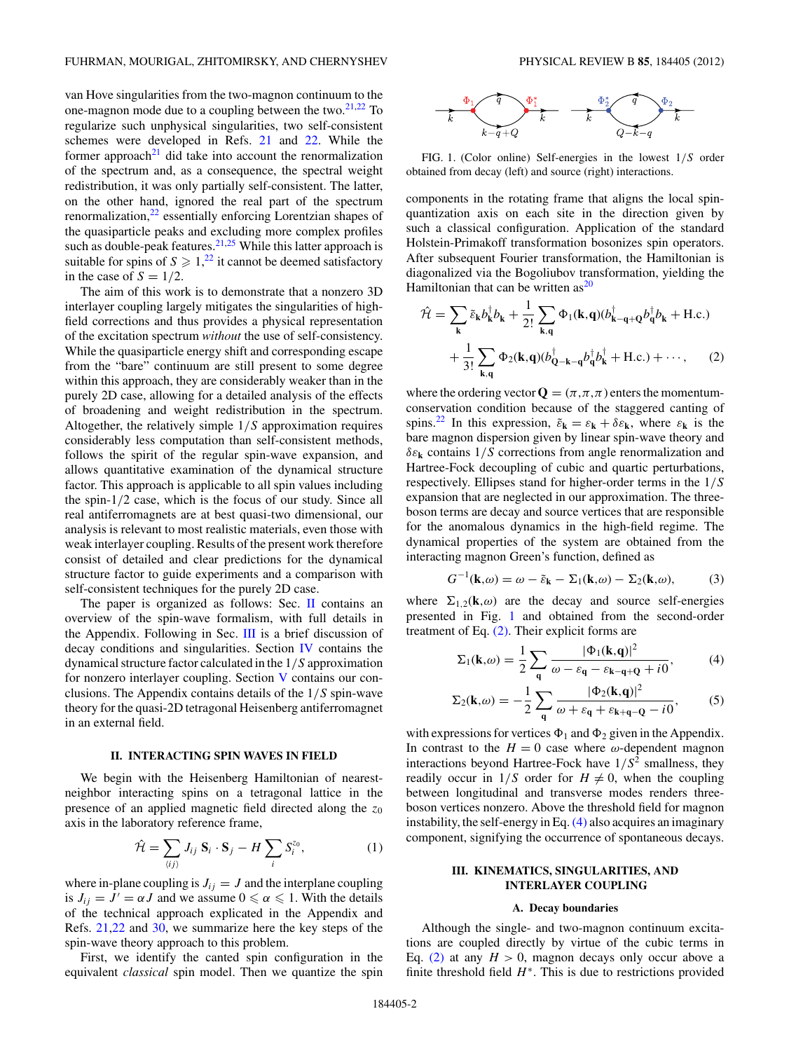van Hove singularities from the two-magnon continuum to the one-magnon mode due to a coupling between the two.[21,22] To regularize such unphysical singularities, two self-consistent schemes were developed in Refs. [21] and [22]. While the former approach[21] did take into account the renormalization of the spectrum and, as a consequence, the spectral weight redistribution, it was only partially self-consistent. The latter, on the other hand, ignored the real part of the spectrum renormalization,[22] essentially enforcing Lorentzian shapes of the quasiparticle peaks and excluding more complex profiles such as double-peak features.[21,25] While this latter approach is suitable for spins of $S \geqslant 1$,[22] it cannot be deemed satisfactory in the case of $S = 1/2$.

The aim of this work is to demonstrate that a nonzero 3D interlayer coupling largely mitigates the singularities of high-field corrections and thus provides a physical representation of the excitation spectrum *without* the use of self-consistency. While the quasiparticle energy shift and corresponding escape from the "bare" continuum are still present to some degree within this approach, they are considerably weaker than in the purely 2D case, allowing for a detailed analysis of the effects of broadening and weight redistribution in the spectrum. Altogether, the relatively simple $1/S$ approximation requires considerably less computation than self-consistent methods, follows the spirit of the regular spin-wave expansion, and allows quantitative examination of the dynamical structure factor. This approach is applicable to all spin values including the spin-1/2 case, which is the focus of our study. Since all real antiferromagnets are at best quasi-two dimensional, our analysis is relevant to most realistic materials, even those with weak interlayer coupling. Results of the present work therefore consist of detailed and clear predictions for the dynamical structure factor to guide experiments and a comparison with self-consistent techniques for the purely 2D case.

The paper is organized as follows: Sec. II contains an overview of the spin-wave formalism, with full details in the Appendix. Following in Sec. III is a brief discussion of decay conditions and singularities. Section IV contains the dynamical structure factor calculated in the $1/S$ approximation for nonzero interlayer coupling. Section V contains our conclusions. The Appendix contains details of the $1/S$ spin-wave theory for the quasi-2D tetragonal Heisenberg antiferromagnet in an external field.

## II. INTERACTING SPIN WAVES IN FIELD

We begin with the Heisenberg Hamiltonian of nearest-neighbor interacting spins on a tetragonal lattice in the presence of an applied magnetic field directed along the $z_0$ axis in the laboratory reference frame,

$$\hat{\mathcal{H}} = \sum_{\langle ij \rangle} J_{ij}\, \mathbf{S}_i \cdot \mathbf{S}_j - H \sum_i S_i^{z_0}, \tag{1}$$

where in-plane coupling is $J_{ij} = J$ and the interplane coupling is $J_{ij} = J' = \alpha J$ and we assume $0 \leqslant \alpha \leqslant 1$. With the details of the technical approach explicated in the Appendix and Refs. [21,22] and [30], we summarize here the key steps of the spin-wave theory approach to this problem.

First, we identify the canted spin configuration in the equivalent *classical* spin model. Then we quantize the spin components in the rotating frame that aligns the local spin-quantization axis on each site in the direction given by such a classical configuration. Application of the standard Holstein-Primakoff transformation bosonizes spin operators. After subsequent Fourier transformation, the Hamiltonian is diagonalized via the Bogoliubov transformation, yielding the Hamiltonian that can be written as[20]

$$\hat{\mathcal{H}} = \sum_{\mathbf{k}} \tilde{\varepsilon}_{\mathbf{k}} b_{\mathbf{k}}^{\dagger} b_{\mathbf{k}} + \frac{1}{2!} \sum_{\mathbf{k},\mathbf{q}} \Phi_1(\mathbf{k},\mathbf{q}) (b_{\mathbf{k}-\mathbf{q}+\mathbf{Q}}^{\dagger} b_{\mathbf{q}}^{\dagger} b_{\mathbf{k}} + \text{H.c.}) + \frac{1}{3!} \sum_{\mathbf{k},\mathbf{q}} \Phi_2(\mathbf{k},\mathbf{q}) (b_{\mathbf{Q}-\mathbf{k}-\mathbf{q}}^{\dagger} b_{\mathbf{q}}^{\dagger} b_{\mathbf{k}}^{\dagger} + \text{H.c.}) + \cdots, \tag{2}$$

where the ordering vector $\mathbf{Q} = (\pi,\pi,\pi)$ enters the momentum-conservation condition because of the staggered canting of spins.[22] In this expression, $\tilde{\varepsilon}_{\mathbf{k}} = \varepsilon_{\mathbf{k}} + \delta\varepsilon_{\mathbf{k}}$, where $\varepsilon_{\mathbf{k}}$ is the bare magnon dispersion given by linear spin-wave theory and $\delta\varepsilon_{\mathbf{k}}$ contains $1/S$ corrections from angle renormalization and Hartree-Fock decoupling of cubic and quartic perturbations, respectively. Ellipses stand for higher-order terms in the $1/S$ expansion that are neglected in our approximation. The three-boson terms are decay and source vertices that are responsible for the anomalous dynamics in the high-field regime. The dynamical properties of the system are obtained from the interacting magnon Green's function, defined as

$$G^{-1}(\mathbf{k},\omega) = \omega - \tilde{\varepsilon}_{\mathbf{k}} - \Sigma_1(\mathbf{k},\omega) - \Sigma_2(\mathbf{k},\omega), \tag{3}$$

where $\Sigma_{1,2}(\mathbf{k},\omega)$ are the decay and source self-energies presented in Fig. 1 and obtained from the second-order treatment of Eq. (2). Their explicit forms are

$$\Sigma_1(\mathbf{k},\omega) = \frac{1}{2} \sum_{\mathbf{q}} \frac{|\Phi_1(\mathbf{k},\mathbf{q})|^2}{\omega - \varepsilon_{\mathbf{q}} - \varepsilon_{\mathbf{k}-\mathbf{q}+\mathbf{Q}} + i0}, \tag{4}$$

$$\Sigma_2(\mathbf{k},\omega) = -\frac{1}{2} \sum_{\mathbf{q}} \frac{|\Phi_2(\mathbf{k},\mathbf{q})|^2}{\omega + \varepsilon_{\mathbf{q}} + \varepsilon_{\mathbf{k}+\mathbf{q}-\mathbf{Q}} - i0}, \tag{5}$$

with expressions for vertices $\Phi_1$ and $\Phi_2$ given in the Appendix. In contrast to the $H = 0$ case where $\omega$-dependent magnon interactions beyond Hartree-Fock have $1/S^2$ smallness, they readily occur in $1/S$ order for $H \neq 0$, when the coupling between longitudinal and transverse modes renders three-boson vertices nonzero. Above the threshold field for magnon instability, the self-energy in Eq. (4) also acquires an imaginary component, signifying the occurrence of spontaneous decays.

FIG. 1. (Color online) Self-energies in the lowest $1/S$ order obtained from decay (left) and source (right) interactions.

## III. KINEMATICS, SINGULARITIES, AND INTERLAYER COUPLING

### A. Decay boundaries

Although the single- and two-magnon continuum excitations are coupled directly by virtue of the cubic terms in Eq. (2) at any $H > 0$, magnon decays only occur above a finite threshold field $H^*$. This is due to restrictions provided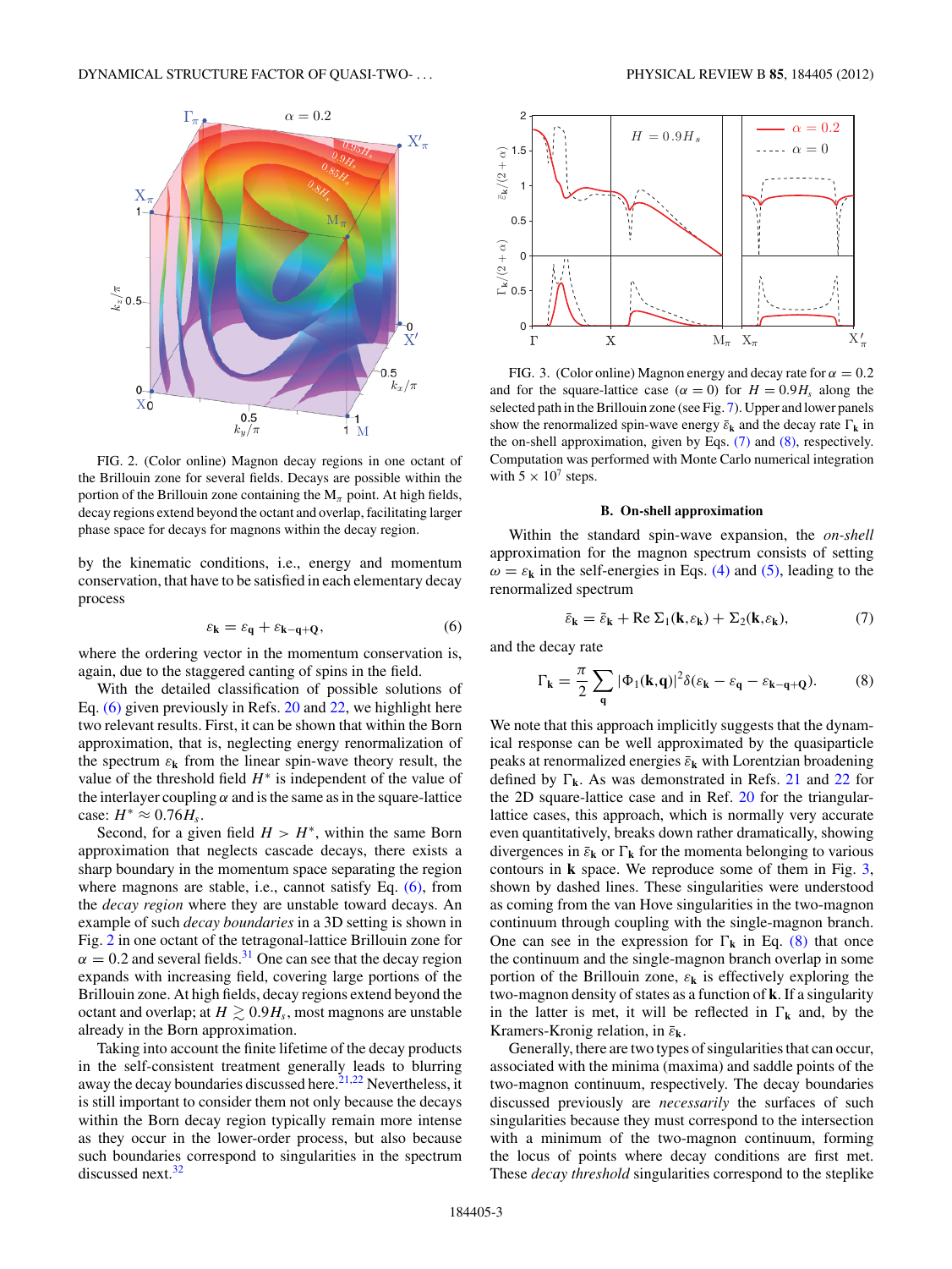FIG. 2. (Color online) Magnon decay regions in one octant of the Brillouin zone for several fields. Decays are possible within the portion of the Brillouin zone containing the $M_\pi$ point. At high fields, decay regions extend beyond the octant and overlap, facilitating larger phase space for decays for magnons within the decay region.

by the kinematic conditions, i.e., energy and momentum conservation, that have to be satisfied in each elementary decay process

$$\varepsilon_{\mathbf{k}} = \varepsilon_{\mathbf{q}} + \varepsilon_{\mathbf{k}-\mathbf{q}+\mathbf{Q}}, \tag{6}$$

where the ordering vector in the momentum conservation is, again, due to the staggered canting of spins in the field.

With the detailed classification of possible solutions of Eq. (6) given previously in Refs. 20 and 22, we highlight here two relevant results. First, it can be shown that within the Born approximation, that is, neglecting energy renormalization of the spectrum $\varepsilon_{\mathbf{k}}$ from the linear spin-wave theory result, the value of the threshold field $H^*$ is independent of the value of the interlayer coupling $\alpha$ and is the same as in the square-lattice case: $H^* \approx 0.76H_s$.

Second, for a given field $H > H^*$, within the same Born approximation that neglects cascade decays, there exists a sharp boundary in the momentum space separating the region where magnons are stable, i.e., cannot satisfy Eq. (6), from the *decay region* where they are unstable toward decays. An example of such *decay boundaries* in a 3D setting is shown in Fig. 2 in one octant of the tetragonal-lattice Brillouin zone for $\alpha = 0.2$ and several fields.[31] One can see that the decay region expands with increasing field, covering large portions of the Brillouin zone. At high fields, decay regions extend beyond the octant and overlap; at $H \gtrsim 0.9H_s$, most magnons are unstable already in the Born approximation.

Taking into account the finite lifetime of the decay products in the self-consistent treatment generally leads to blurring away the decay boundaries discussed here.[21,22] Nevertheless, it is still important to consider them not only because the decays within the Born decay region typically remain more intense as they occur in the lower-order process, but also because such boundaries correspond to singularities in the spectrum discussed next.[32]

FIG. 3. (Color online) Magnon energy and decay rate for $\alpha = 0.2$ and for the square-lattice case ($\alpha = 0$) for $H = 0.9H_s$ along the selected path in the Brillouin zone (see Fig. 7). Upper and lower panels show the renormalized spin-wave energy $\bar{\varepsilon}_{\mathbf{k}}$ and the decay rate $\Gamma_{\mathbf{k}}$ in the on-shell approximation, given by Eqs. (7) and (8), respectively. Computation was performed with Monte Carlo numerical integration with $5 \times 10^7$ steps.

### B. On-shell approximation

Within the standard spin-wave expansion, the *on-shell* approximation for the magnon spectrum consists of setting $\omega = \varepsilon_{\mathbf{k}}$ in the self-energies in Eqs. (4) and (5), leading to the renormalized spectrum

$$\bar{\varepsilon}_{\mathbf{k}} = \tilde{\varepsilon}_{\mathbf{k}} + \text{Re}\,\Sigma_1(\mathbf{k},\varepsilon_{\mathbf{k}}) + \Sigma_2(\mathbf{k},\varepsilon_{\mathbf{k}}), \tag{7}$$

and the decay rate

$$\Gamma_{\mathbf{k}} = \frac{\pi}{2}\sum_{\mathbf{q}} |\Phi_1(\mathbf{k},\mathbf{q})|^2 \delta(\varepsilon_{\mathbf{k}} - \varepsilon_{\mathbf{q}} - \varepsilon_{\mathbf{k}-\mathbf{q}+\mathbf{Q}}). \tag{8}$$

We note that this approach implicitly suggests that the dynamical response can be well approximated by the quasiparticle peaks at renormalized energies $\bar{\varepsilon}_{\mathbf{k}}$ with Lorentzian broadening defined by $\Gamma_{\mathbf{k}}$. As was demonstrated in Refs. 21 and 22 for the 2D square-lattice case and in Ref. 20 for the triangular-lattice cases, this approach, which is normally very accurate even quantitatively, breaks down rather dramatically, showing divergences in $\bar{\varepsilon}_{\mathbf{k}}$ or $\Gamma_{\mathbf{k}}$ for the momenta belonging to various contours in $\mathbf{k}$ space. We reproduce some of them in Fig. 3, shown by dashed lines. These singularities were understood as coming from the van Hove singularities in the two-magnon continuum through coupling with the single-magnon branch. One can see in the expression for $\Gamma_{\mathbf{k}}$ in Eq. (8) that once the continuum and the single-magnon branch overlap in some portion of the Brillouin zone, $\varepsilon_{\mathbf{k}}$ is effectively exploring the two-magnon density of states as a function of $\mathbf{k}$. If a singularity in the latter is met, it will be reflected in $\Gamma_{\mathbf{k}}$ and, by the Kramers-Kronig relation, in $\bar{\varepsilon}_{\mathbf{k}}$.

Generally, there are two types of singularities that can occur, associated with the minima (maxima) and saddle points of the two-magnon continuum, respectively. The decay boundaries discussed previously are *necessarily* the surfaces of such singularities because they must correspond to the intersection with a minimum of the two-magnon continuum, forming the locus of points where decay conditions are first met. These *decay threshold* singularities correspond to the steplike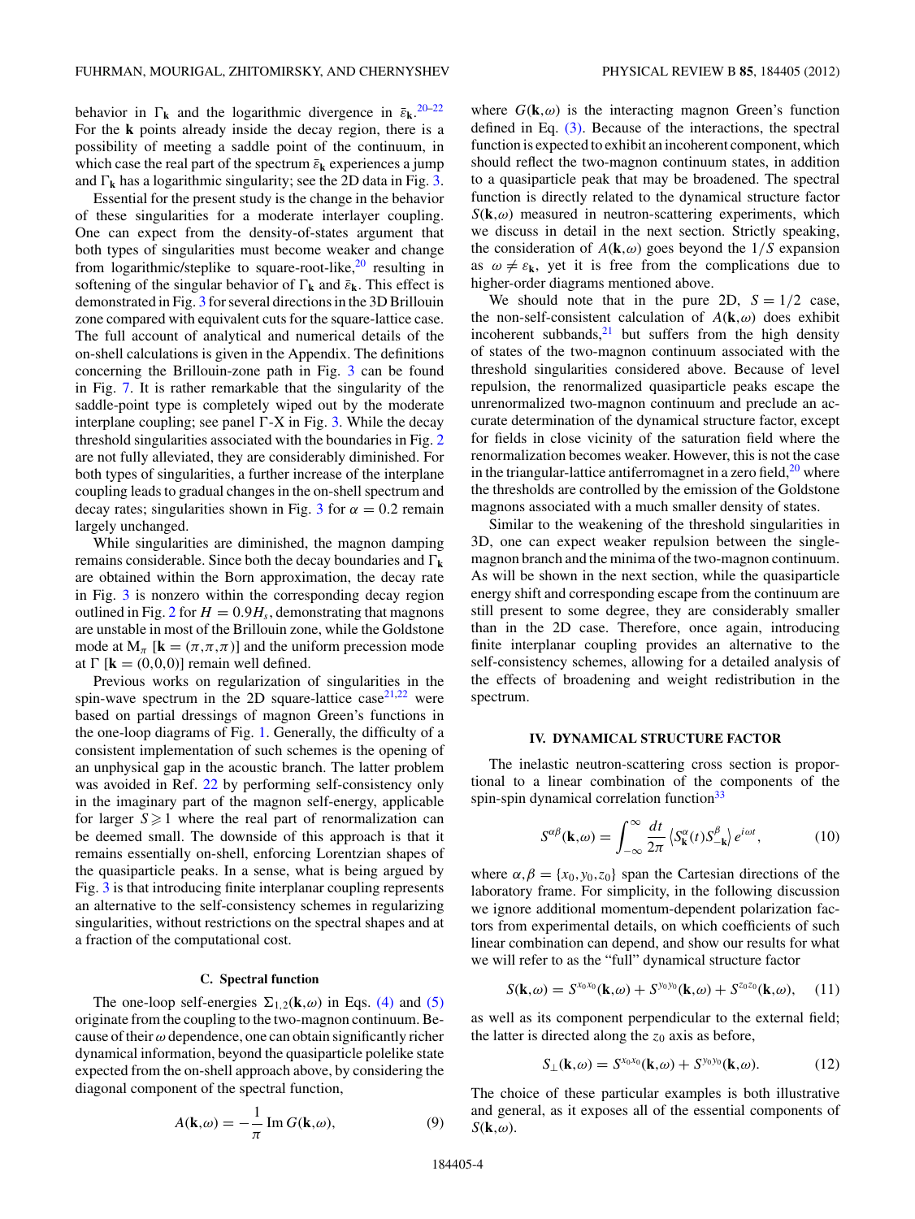behavior in $\Gamma_{\mathbf{k}}$ and the logarithmic divergence in $\bar{\varepsilon}_{\mathbf{k}}$.[20–22] For the $\mathbf{k}$ points already inside the decay region, there is a possibility of meeting a saddle point of the continuum, in which case the real part of the spectrum $\bar{\varepsilon}_{\mathbf{k}}$ experiences a jump and $\Gamma_{\mathbf{k}}$ has a logarithmic singularity; see the 2D data in Fig. 3.

Essential for the present study is the change in the behavior of these singularities for a moderate interlayer coupling. One can expect from the density-of-states argument that both types of singularities must become weaker and change from logarithmic/steplike to square-root-like,[20] resulting in softening of the singular behavior of $\Gamma_{\mathbf{k}}$ and $\bar{\varepsilon}_{\mathbf{k}}$. This effect is demonstrated in Fig. 3 for several directions in the 3D Brillouin zone compared with equivalent cuts for the square-lattice case. The full account of analytical and numerical details of the on-shell calculations is given in the Appendix. The definitions concerning the Brillouin-zone path in Fig. 3 can be found in Fig. 7. It is rather remarkable that the singularity of the saddle-point type is completely wiped out by the moderate interplane coupling; see panel Γ-X in Fig. 3. While the decay threshold singularities associated with the boundaries in Fig. 2 are not fully alleviated, they are considerably diminished. For both types of singularities, a further increase of the interplane coupling leads to gradual changes in the on-shell spectrum and decay rates; singularities shown in Fig. 3 for $\alpha = 0.2$ remain largely unchanged.

While singularities are diminished, the magnon damping remains considerable. Since both the decay boundaries and $\Gamma_{\mathbf{k}}$ are obtained within the Born approximation, the decay rate in Fig. 3 is nonzero within the corresponding decay region outlined in Fig. 2 for $H = 0.9H_s$, demonstrating that magnons are unstable in most of the Brillouin zone, while the Goldstone mode at $\mathrm{M}_\pi$ [$\mathbf{k} = (\pi,\pi,\pi)$] and the uniform precession mode at Γ [$\mathbf{k} = (0,0,0)$] remain well defined.

Previous works on regularization of singularities in the spin-wave spectrum in the 2D square-lattice case[21,22] were based on partial dressings of magnon Green's functions in the one-loop diagrams of Fig. 1. Generally, the difficulty of a consistent implementation of such schemes is the opening of an unphysical gap in the acoustic branch. The latter problem was avoided in Ref. 22 by performing self-consistency only in the imaginary part of the magnon self-energy, applicable for larger $S \geqslant 1$ where the real part of renormalization can be deemed small. The downside of this approach is that it remains essentially on-shell, enforcing Lorentzian shapes of the quasiparticle peaks. In a sense, what is being argued by Fig. 3 is that introducing finite interplanar coupling represents an alternative to the self-consistency schemes in regularizing singularities, without restrictions on the spectral shapes and at a fraction of the computational cost.

### C. Spectral function

The one-loop self-energies $\Sigma_{1,2}(\mathbf{k},\omega)$ in Eqs. (4) and (5) originate from the coupling to the two-magnon continuum. Because of their $\omega$ dependence, one can obtain significantly richer dynamical information, beyond the quasiparticle polelike state expected from the on-shell approach above, by considering the diagonal component of the spectral function,

$$A(\mathbf{k},\omega) = -\frac{1}{\pi}\,\mathrm{Im}\,G(\mathbf{k},\omega), \tag{9}$$

where $G(\mathbf{k},\omega)$ is the interacting magnon Green's function defined in Eq. (3). Because of the interactions, the spectral function is expected to exhibit an incoherent component, which should reflect the two-magnon continuum states, in addition to a quasiparticle peak that may be broadened. The spectral function is directly related to the dynamical structure factor $S(\mathbf{k},\omega)$ measured in neutron-scattering experiments, which we discuss in detail in the next section. Strictly speaking, the consideration of $A(\mathbf{k},\omega)$ goes beyond the $1/S$ expansion as $\omega \neq \varepsilon_{\mathbf{k}}$, yet it is free from the complications due to higher-order diagrams mentioned above.

We should note that in the pure 2D, $S = 1/2$ case, the non-self-consistent calculation of $A(\mathbf{k},\omega)$ does exhibit incoherent subbands,[21] but suffers from the high density of states of the two-magnon continuum associated with the threshold singularities considered above. Because of level repulsion, the renormalized quasiparticle peaks escape the unrenormalized two-magnon continuum and preclude an accurate determination of the dynamical structure factor, except for fields in close vicinity of the saturation field where the renormalization becomes weaker. However, this is not the case in the triangular-lattice antiferromagnet in a zero field,[20] where the thresholds are controlled by the emission of the Goldstone magnons associated with a much smaller density of states.

Similar to the weakening of the threshold singularities in 3D, one can expect weaker repulsion between the single-magnon branch and the minima of the two-magnon continuum. As will be shown in the next section, while the quasiparticle energy shift and corresponding escape from the continuum are still present to some degree, they are considerably smaller than in the 2D case. Therefore, once again, introducing finite interplanar coupling provides an alternative to the self-consistency schemes, allowing for a detailed analysis of the effects of broadening and weight redistribution in the spectrum.

## IV. DYNAMICAL STRUCTURE FACTOR

The inelastic neutron-scattering cross section is proportional to a linear combination of the components of the spin-spin dynamical correlation function[33]

$$S^{\alpha\beta}(\mathbf{k},\omega) = \int_{-\infty}^{\infty} \frac{dt}{2\pi} \left\langle S^\alpha_{\mathbf{k}}(t) S^\beta_{-\mathbf{k}} \right\rangle e^{i\omega t}, \tag{10}$$

where $\alpha,\beta = \{x_0,y_0,z_0\}$ span the Cartesian directions of the laboratory frame. For simplicity, in the following discussion we ignore additional momentum-dependent polarization factors from experimental details, on which coefficients of such linear combination can depend, and show our results for what we will refer to as the "full" dynamical structure factor

$$S(\mathbf{k},\omega) = S^{x_0x_0}(\mathbf{k},\omega) + S^{y_0y_0}(\mathbf{k},\omega) + S^{z_0z_0}(\mathbf{k},\omega), \tag{11}$$

as well as its component perpendicular to the external field; the latter is directed along the $z_0$ axis as before,

$$S_\perp(\mathbf{k},\omega) = S^{x_0x_0}(\mathbf{k},\omega) + S^{y_0y_0}(\mathbf{k},\omega). \tag{12}$$

The choice of these particular examples is both illustrative and general, as it exposes all of the essential components of $S(\mathbf{k},\omega)$.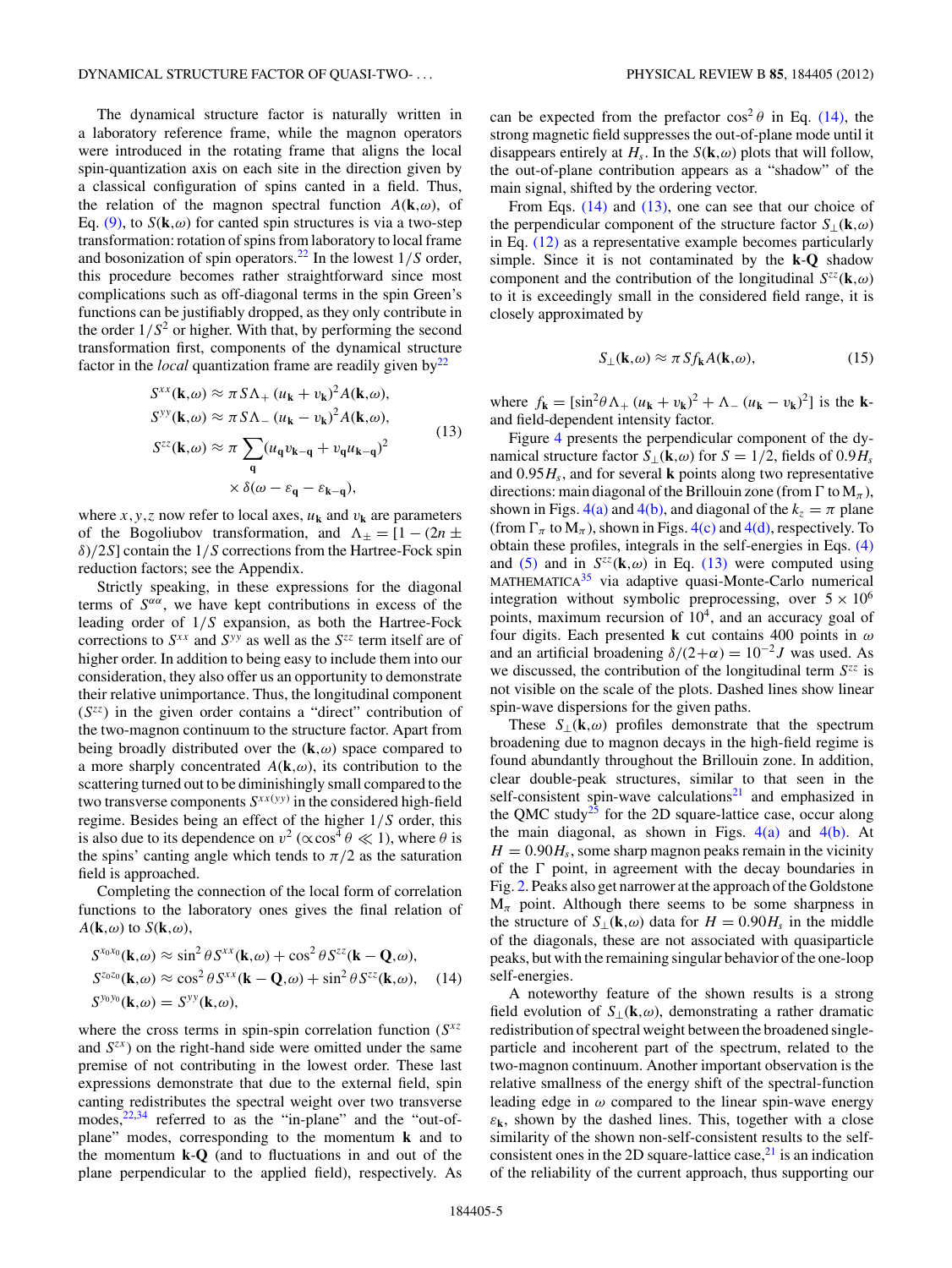The dynamical structure factor is naturally written in a laboratory reference frame, while the magnon operators were introduced in the rotating frame that aligns the local spin-quantization axis on each site in the direction given by a classical configuration of spins canted in a field. Thus, the relation of the magnon spectral function $A(\mathbf{k},\omega)$, of Eq. (9), to $S(\mathbf{k},\omega)$ for canted spin structures is via a two-step transformation: rotation of spins from laboratory to local frame and bosonization of spin operators.[22] In the lowest $1/S$ order, this procedure becomes rather straightforward since most complications such as off-diagonal terms in the spin Green's functions can be justifiably dropped, as they only contribute in the order $1/S^2$ or higher. With that, by performing the second transformation first, components of the dynamical structure factor in the *local* quantization frame are readily given by[22]

$$
\begin{aligned}
S^{xx}(\mathbf{k},\omega) &\approx \pi S \Lambda_+ (u_\mathbf{k} + v_\mathbf{k})^2 A(\mathbf{k},\omega),\\
S^{yy}(\mathbf{k},\omega) &\approx \pi S \Lambda_- (u_\mathbf{k} - v_\mathbf{k})^2 A(\mathbf{k},\omega),\\
S^{zz}(\mathbf{k},\omega) &\approx \pi \sum_\mathbf{q} (u_\mathbf{q} v_{\mathbf{k}-\mathbf{q}} + v_\mathbf{q} u_{\mathbf{k}-\mathbf{q}})^2\\
&\quad \times \delta(\omega - \varepsilon_\mathbf{q} - \varepsilon_{\mathbf{k}-\mathbf{q}}),
\end{aligned}
\tag{13}
$$

where $x,y,z$ now refer to local axes, $u_\mathbf{k}$ and $v_\mathbf{k}$ are parameters of the Bogoliubov transformation, and $\Lambda_\pm = [1-(2n \pm \delta)/2S]$ contain the $1/S$ corrections from the Hartree-Fock spin reduction factors; see the Appendix.

Strictly speaking, in these expressions for the diagonal terms of $S^{\alpha\alpha}$, we have kept contributions in excess of the leading order of $1/S$ expansion, as both the Hartree-Fock corrections to $S^{xx}$ and $S^{yy}$ as well as the $S^{zz}$ term itself are of higher order. In addition to being easy to include them into our consideration, they also offer us an opportunity to demonstrate their relative unimportance. Thus, the longitudinal component ($S^{zz}$) in the given order contains a "direct" contribution of the two-magnon continuum to the structure factor. Apart from being broadly distributed over the $(\mathbf{k},\omega)$ space compared to a more sharply concentrated $A(\mathbf{k},\omega)$, its contribution to the scattering turned out to be diminishingly small compared to the two transverse components $S^{xx(yy)}$ in the considered high-field regime. Besides being an effect of the higher $1/S$ order, this is also due to its dependence on $v^2$ ($\propto \cos^4\theta \ll 1$), where $\theta$ is the spins' canting angle which tends to $\pi/2$ as the saturation field is approached.

Completing the connection of the local form of correlation functions to the laboratory ones gives the final relation of $A(\mathbf{k},\omega)$ to $S(\mathbf{k},\omega)$,

$$
\begin{aligned}
S^{x_0x_0}(\mathbf{k},\omega) &\approx \sin^2\theta\, S^{xx}(\mathbf{k},\omega) + \cos^2\theta\, S^{zz}(\mathbf{k}-\mathbf{Q},\omega),\\
S^{z_0z_0}(\mathbf{k},\omega) &\approx \cos^2\theta\, S^{xx}(\mathbf{k}-\mathbf{Q},\omega) + \sin^2\theta\, S^{zz}(\mathbf{k},\omega),\\
S^{y_0y_0}(\mathbf{k},\omega) &= S^{yy}(\mathbf{k},\omega),
\end{aligned}
\tag{14}
$$

where the cross terms in spin-spin correlation function ($S^{xz}$ and $S^{zx}$) on the right-hand side were omitted under the same premise of not contributing in the lowest order. These last expressions demonstrate that due to the external field, spin canting redistributes the spectral weight over two transverse modes,[22,34] referred to as the "in-plane" and the "out-of-plane" modes, corresponding to the momentum $\mathbf{k}$ and to the momentum $\mathbf{k}$-$\mathbf{Q}$ (and to fluctuations in and out of the plane perpendicular to the applied field), respectively. As can be expected from the prefactor $\cos^2\theta$ in Eq. (14), the strong magnetic field suppresses the out-of-plane mode until it disappears entirely at $H_s$. In the $S(\mathbf{k},\omega)$ plots that will follow, the out-of-plane contribution appears as a "shadow" of the main signal, shifted by the ordering vector.

From Eqs. (14) and (13), one can see that our choice of the perpendicular component of the structure factor $S_\perp(\mathbf{k},\omega)$ in Eq. (12) as a representative example becomes particularly simple. Since it is not contaminated by the $\mathbf{k}$-$\mathbf{Q}$ shadow component and the contribution of the longitudinal $S^{zz}(\mathbf{k},\omega)$ to it is exceedingly small in the considered field range, it is closely approximated by

$$
S_\perp(\mathbf{k},\omega) \approx \pi S f_\mathbf{k} A(\mathbf{k},\omega), \tag{15}
$$

where $f_\mathbf{k} = [\sin^2\theta \Lambda_+ (u_\mathbf{k}+v_\mathbf{k})^2 + \Lambda_- (u_\mathbf{k}-v_\mathbf{k})^2]$ is the $\mathbf{k}$- and field-dependent intensity factor.

Figure 4 presents the perpendicular component of the dynamical structure factor $S_\perp(\mathbf{k},\omega)$ for $S=1/2$, fields of $0.9H_s$ and $0.95H_s$, and for several $\mathbf{k}$ points along two representative directions: main diagonal of the Brillouin zone (from $\Gamma$ to $\mathrm{M}_\pi$), shown in Figs. 4(a) and 4(b), and diagonal of the $k_z = \pi$ plane (from $\Gamma_\pi$ to $\mathrm{M}_\pi$), shown in Figs. 4(c) and 4(d), respectively. To obtain these profiles, integrals in the self-energies in Eqs. (4) and (5) and in $S^{zz}(\mathbf{k},\omega)$ in Eq. (13) were computed using MATHEMATICA[35] via adaptive quasi-Monte-Carlo numerical integration without symbolic preprocessing, over $5\times 10^6$ points, maximum recursion of $10^4$, and an accuracy goal of four digits. Each presented $\mathbf{k}$ cut contains 400 points in $\omega$ and an artificial broadening $\delta/(2+\alpha) = 10^{-2}J$ was used. As we discussed, the contribution of the longitudinal term $S^{zz}$ is not visible on the scale of the plots. Dashed lines show linear spin-wave dispersions for the given paths.

These $S_\perp(\mathbf{k},\omega)$ profiles demonstrate that the spectrum broadening due to magnon decays in the high-field regime is found abundantly throughout the Brillouin zone. In addition, clear double-peak structures, similar to that seen in the self-consistent spin-wave calculations[21] and emphasized in the QMC study[25] for the 2D square-lattice case, occur along the main diagonal, as shown in Figs. 4(a) and 4(b). At $H = 0.90H_s$, some sharp magnon peaks remain in the vicinity of the $\Gamma$ point, in agreement with the decay boundaries in Fig. 2. Peaks also get narrower at the approach of the Goldstone $\mathrm{M}_\pi$ point. Although there seems to be some sharpness in the structure of $S_\perp(\mathbf{k},\omega)$ data for $H = 0.90H_s$ in the middle of the diagonals, these are not associated with quasiparticle peaks, but with the remaining singular behavior of the one-loop self-energies.

A noteworthy feature of the shown results is a strong field evolution of $S_\perp(\mathbf{k},\omega)$, demonstrating a rather dramatic redistribution of spectral weight between the broadened single-particle and incoherent part of the spectrum, related to the two-magnon continuum. Another important observation is the relative smallness of the energy shift of the spectral-function leading edge in $\omega$ compared to the linear spin-wave energy $\varepsilon_\mathbf{k}$, shown by the dashed lines. This, together with a close similarity of the shown non-self-consistent results to the self-consistent ones in the 2D square-lattice case,[21] is an indication of the reliability of the current approach, thus supporting our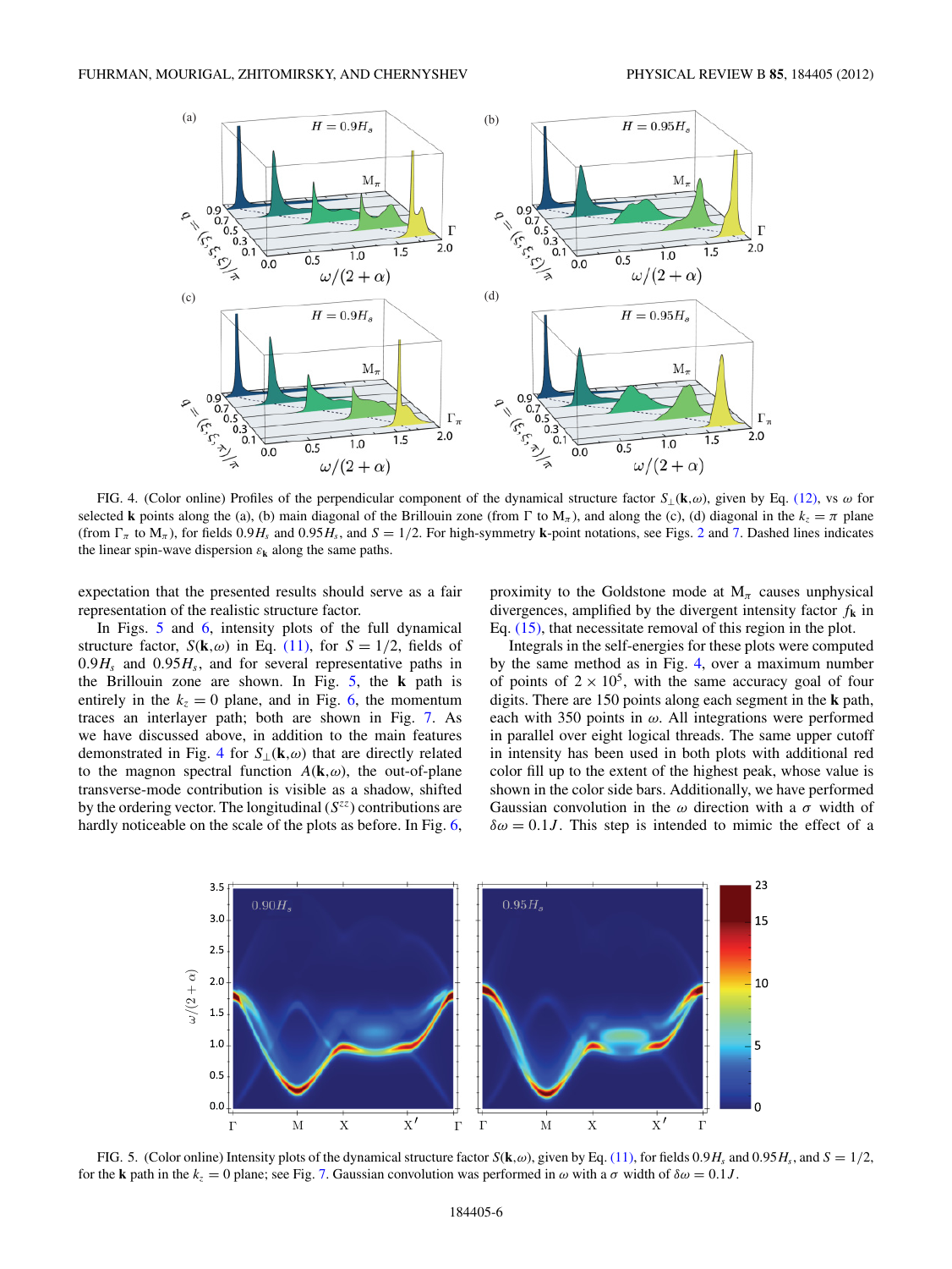FIG. 4. (Color online) Profiles of the perpendicular component of the dynamical structure factor $S_\perp(\mathbf{k},\omega)$, given by Eq. (12), vs $\omega$ for selected $\mathbf{k}$ points along the (a), (b) main diagonal of the Brillouin zone (from $\Gamma$ to $\mathrm{M}_\pi$), and along the (c), (d) diagonal in the $k_z = \pi$ plane (from $\Gamma_\pi$ to $\mathrm{M}_\pi$), for fields $0.9H_s$ and $0.95H_s$, and $S = 1/2$. For high-symmetry $\mathbf{k}$-point notations, see Figs. 2 and 7. Dashed lines indicates the linear spin-wave dispersion $\varepsilon_\mathbf{k}$ along the same paths.

expectation that the presented results should serve as a fair representation of the realistic structure factor.

In Figs. 5 and 6, intensity plots of the full dynamical structure factor, $S(\mathbf{k},\omega)$ in Eq. (11), for $S = 1/2$, fields of $0.9H_s$ and $0.95H_s$, and for several representative paths in the Brillouin zone are shown. In Fig. 5, the $\mathbf{k}$ path is entirely in the $k_z = 0$ plane, and in Fig. 6, the momentum traces an interlayer path; both are shown in Fig. 7. As we have discussed above, in addition to the main features demonstrated in Fig. 4 for $S_\perp(\mathbf{k},\omega)$ that are directly related to the magnon spectral function $A(\mathbf{k},\omega)$, the out-of-plane transverse-mode contribution is visible as a shadow, shifted by the ordering vector. The longitudinal ($S^{zz}$) contributions are hardly noticeable on the scale of the plots as before. In Fig. 6, proximity to the Goldstone mode at $\mathrm{M}_\pi$ causes unphysical divergences, amplified by the divergent intensity factor $f_\mathbf{k}$ in Eq. (15), that necessitate removal of this region in the plot.

Integrals in the self-energies for these plots were computed by the same method as in Fig. 4, over a maximum number of points of $2 \times 10^5$, with the same accuracy goal of four digits. There are 150 points along each segment in the $\mathbf{k}$ path, each with 350 points in $\omega$. All integrations were performed in parallel over eight logical threads. The same upper cutoff in intensity has been used in both plots with additional red color fill up to the extent of the highest peak, whose value is shown in the color side bars. Additionally, we have performed Gaussian convolution in the $\omega$ direction with a $\sigma$ width of $\delta\omega = 0.1J$. This step is intended to mimic the effect of a

FIG. 5. (Color online) Intensity plots of the dynamical structure factor $S(\mathbf{k},\omega)$, given by Eq. (11), for fields $0.9H_s$ and $0.95H_s$, and $S = 1/2$, for the $\mathbf{k}$ path in the $k_z = 0$ plane; see Fig. 7. Gaussian convolution was performed in $\omega$ with a $\sigma$ width of $\delta\omega = 0.1J$.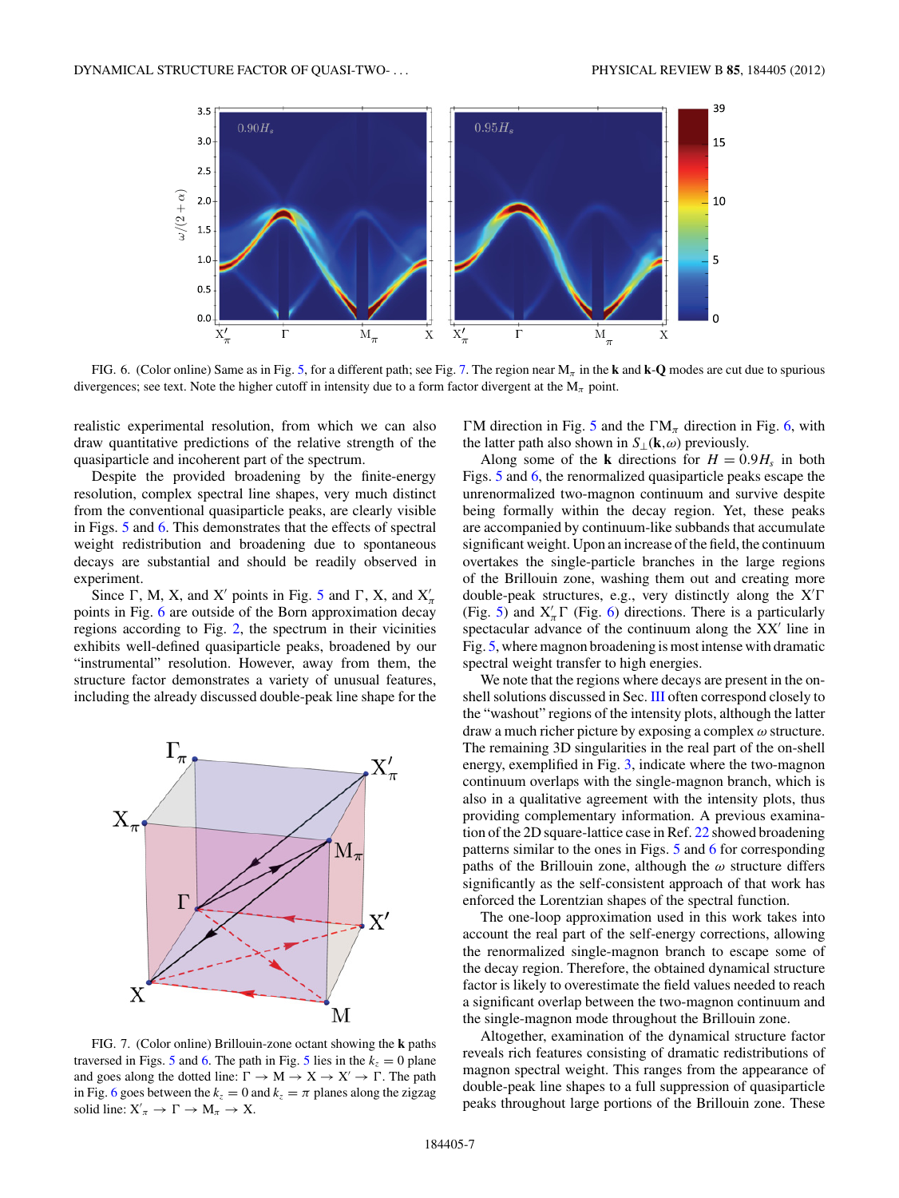FIG. 6. (Color online) Same as in Fig. 5, for a different path; see Fig. 7. The region near $M_\pi$ in the **k** and **k-Q** modes are cut due to spurious divergences; see text. Note the higher cutoff in intensity due to a form factor divergent at the $M_\pi$ point.

realistic experimental resolution, from which we can also draw quantitative predictions of the relative strength of the quasiparticle and incoherent part of the spectrum.

Despite the provided finite-energy resolution, complex spectral line shapes, very much distinct from the conventional quasiparticle peaks, are clearly visible in Figs. 5 and 6. This demonstrates that the effects of spectral weight redistribution and broadening due to spontaneous decays are substantial and should be readily observed in experiment.

Since Γ, M, X, and X′ points in Fig. 5 and Γ, X, and $X'_\pi$ points in Fig. 6 are outside of the Born approximation decay regions according to Fig. 2, the spectrum in their vicinities exhibits well-defined quasiparticle peaks, broadened by our "instrumental" resolution. However, away from them, the structure factor demonstrates a variety of unusual features, including the already discussed double-peak line shape for the

FIG. 7. (Color online) Brillouin-zone octant showing the **k** paths traversed in Figs. 5 and 6. The path in Fig. 5 lies in the $k_z = 0$ plane and goes along the dotted line: $\Gamma \to M \to X \to X' \to \Gamma$. The path in Fig. 6 goes between the $k_z = 0$ and $k_z = \pi$ planes along the zigzag solid line: $X'_\pi \to \Gamma \to M_\pi \to X$.

ΓM direction in Fig. 5 and the $\Gamma M_\pi$ direction in Fig. 6, with the latter path also shown in $S_\perp(\mathbf{k},\omega)$ previously.

Along some of the **k** directions for $H = 0.9H_s$ in both Figs. 5 and 6, the renormalized quasiparticle peaks escape the unrenormalized two-magnon continuum and survive despite being formally within the decay region. Yet, these peaks are accompanied by continuum-like subbands that accumulate significant weight. Upon an increase of the field, the continuum overtakes the single-particle branches in the large regions of the Brillouin zone, washing them out and creating more double-peak structures, e.g., very distinctly along the X′Γ (Fig. 5) and $X'_\pi\Gamma$ (Fig. 6) directions. There is a particularly spectacular advance of the continuum along the XX′ line in Fig. 5, where magnon broadening is most intense with dramatic spectral weight transfer to high energies.

We note that the regions where decays are present in the on-shell solutions discussed in Sec. III often correspond closely to the "washout" regions of the intensity plots, although the latter draw a much richer picture by exposing a complex $\omega$ structure. The remaining 3D singularities in the real part of the on-shell energy, exemplified in Fig. 3, indicate where the two-magnon continuum overlaps with the single-magnon branch, which is also in a qualitative agreement with the intensity plots, thus providing complementary information. A previous examination of the 2D square-lattice case in Ref. 22 showed broadening patterns similar to the ones in Figs. 5 and 6 for corresponding paths of the Brillouin zone, although the $\omega$ structure differs significantly as the self-consistent approach of that work has enforced the Lorentzian shapes of the spectral function.

The one-loop approximation used in this work takes into account the real part of the self-energy corrections, allowing the renormalized single-magnon branch to escape some of the decay region. Therefore, the obtained dynamical structure factor is likely to overestimate the field values needed to reach a significant overlap between the two-magnon continuum and the single-magnon mode throughout the Brillouin zone.

Altogether, examination of the dynamical structure factor reveals rich features consisting of dramatic redistributions of magnon spectral weight. This ranges from the appearance of double-peak line shapes to a full suppression of quasiparticle peaks throughout large portions of the Brillouin zone. These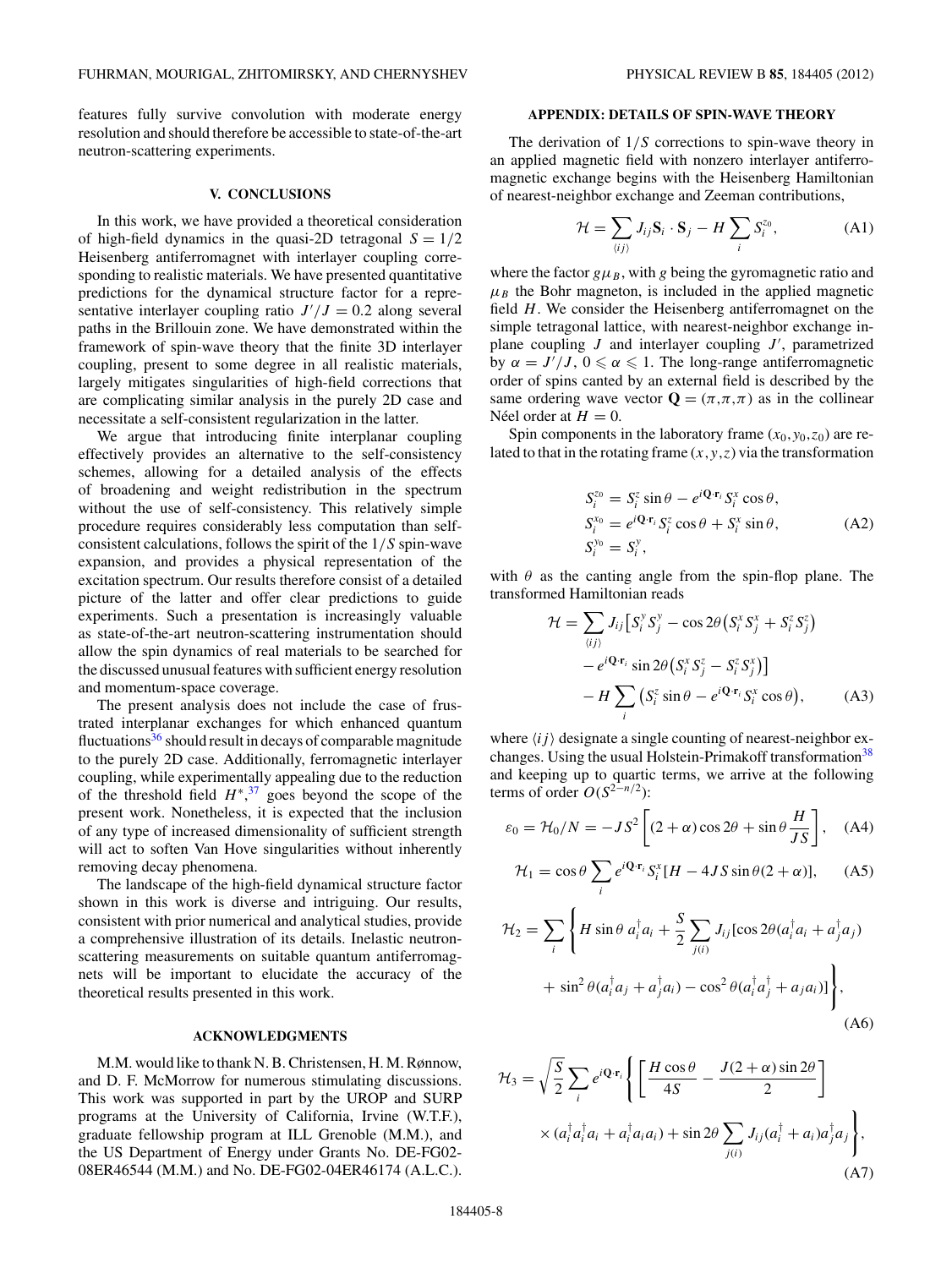features fully survive convolution with moderate energy resolution and should therefore be accessible to state-of-the-art neutron-scattering experiments.

## V. CONCLUSIONS

In this work, we have provided a theoretical consideration of high-field dynamics in the quasi-2D tetragonal $S = 1/2$ Heisenberg antiferromagnet with interlayer coupling corresponding to realistic materials. We have presented quantitative predictions for the dynamical structure factor for a representative interlayer coupling ratio $J'/J = 0.2$ along several paths in the Brillouin zone. We have demonstrated within the framework of spin-wave theory that the finite 3D interlayer coupling, present to some degree in all realistic materials, largely mitigates singularities of high-field corrections that are complicating similar analysis in the purely 2D case and necessitate a self-consistent regularization in the latter.

We argue that introducing finite interplanar coupling effectively provides an alternative to the self-consistency schemes, allowing for a detailed analysis of the effects of broadening and weight redistribution in the spectrum without the use of self-consistency. This relatively simple procedure requires considerably less computation than self-consistent calculations, follows the spirit of the $1/S$ spin-wave expansion, and provides a physical representation of the excitation spectrum. Our results therefore consist of a detailed picture of the latter and offer clear predictions to guide experiments. Such a presentation is increasingly valuable as state-of-the-art neutron-scattering instrumentation should allow the spin dynamics of real materials to be searched for the discussed unusual features with sufficient energy resolution and momentum-space coverage.

The present analysis does not include the case of frustrated interplanar exchanges for which enhanced quantum fluctuations[36] should result in decays of comparable magnitude to the purely 2D case. Additionally, ferromagnetic interlayer coupling, while experimentally appealing due to the reduction of the threshold field $H^*$,[37] goes beyond the scope of the present work. Nonetheless, it is expected that the inclusion of any type of increased dimensionality of sufficient strength will act to soften Van Hove singularities without inherently removing decay phenomena.

The landscape of the high-field dynamical structure factor shown in this work is diverse and intriguing. Our results, consistent with prior numerical and analytical studies, provide a comprehensive illustration of its details. Inelastic neutron-scattering measurements on suitable quantum antiferromagnets will be important to elucidate the accuracy of the theoretical results presented in this work.

## ACKNOWLEDGMENTS

M.M. would like to thank N. B. Christensen, H. M. Rønnow, and D. F. McMorrow for numerous stimulating discussions. This work was supported in part by the UROP and SURP programs at the University of California, Irvine (W.T.F.), graduate fellowship program at ILL Grenoble (M.M.), and the US Department of Energy under Grants No. DE-FG02-08ER46544 (M.M.) and No. DE-FG02-04ER46174 (A.L.C.).

## APPENDIX: DETAILS OF SPIN-WAVE THEORY

The derivation of $1/S$ corrections to spin-wave theory in an applied magnetic field with nonzero interlayer antiferromagnetic exchange begins with the Heisenberg Hamiltonian of nearest-neighbor exchange and Zeeman contributions,

$$\mathcal{H} = \sum_{\langle ij \rangle} J_{ij} \mathbf{S}_i \cdot \mathbf{S}_j - H \sum_i S_i^{z_0}, \tag{A1}$$

where the factor $g\mu_B$, with $g$ being the gyromagnetic ratio and $\mu_B$ the Bohr magneton, is included in the applied magnetic field $H$. We consider the Heisenberg antiferromagnet on the simple tetragonal lattice, with nearest-neighbor exchange in-plane coupling $J$ and interlayer coupling $J'$, parametrized by $\alpha = J'/J$, $0 \leqslant \alpha \leqslant 1$. The long-range antiferromagnetic order of spins canted by an external field is described by the same ordering wave vector $\mathbf{Q} = (\pi,\pi,\pi)$ as in the collinear Néel order at $H = 0$.

Spin components in the laboratory frame $(x_0, y_0, z_0)$ are related to that in the rotating frame $(x, y, z)$ via the transformation

$$\begin{aligned}
S_i^{z_0} &= S_i^z \sin\theta - e^{i\mathbf{Q}\cdot\mathbf{r}_i} S_i^x \cos\theta, \\
S_i^{x_0} &= e^{i\mathbf{Q}\cdot\mathbf{r}_i} S_i^z \cos\theta + S_i^x \sin\theta, \\
S_i^{y_0} &= S_i^y,
\end{aligned} \tag{A2}$$

with $\theta$ as the canting angle from the spin-flop plane. The transformed Hamiltonian reads

$$\begin{aligned}
\mathcal{H} = &\sum_{\langle ij \rangle} J_{ij} \big[ S_i^y S_j^y - \cos 2\theta \big( S_i^x S_j^x + S_i^z S_j^z \big) \\
&- e^{i\mathbf{Q}\cdot\mathbf{r}_i} \sin 2\theta \big( S_i^x S_j^z - S_i^z S_j^x \big) \big] \\
&- H \sum_i \big( S_i^z \sin\theta - e^{i\mathbf{Q}\cdot\mathbf{r}_i} S_i^x \cos\theta \big),
\end{aligned} \tag{A3}$$

where $\langle ij \rangle$ designate a single counting of nearest-neighbor exchanges. Using the usual Holstein-Primakoff transformation[38] and keeping up to quartic terms, we arrive at the following terms of order $O(S^{2-n/2})$:

$$\varepsilon_0 = \mathcal{H}_0/N = -JS^2 \left[ (2+\alpha)\cos 2\theta + \sin\theta \frac{H}{JS} \right], \tag{A4}$$

$$\mathcal{H}_1 = \cos\theta \sum_i e^{i\mathbf{Q}\cdot\mathbf{r}_i} S_i^x [H - 4JS\sin\theta(2+\alpha)], \tag{A5}$$

$$\begin{aligned}
\mathcal{H}_2 = \sum_i \Bigg\{ &H \sin\theta \, a_i^\dagger a_i + \frac{S}{2} \sum_{j(i)} J_{ij} [\cos 2\theta (a_i^\dagger a_i + a_j^\dagger a_j) \\
&+ \sin^2\theta (a_i^\dagger a_j + a_j^\dagger a_i) - \cos^2\theta (a_i^\dagger a_j^\dagger + a_j a_i)] \Bigg\},
\end{aligned} \tag{A6}$$

$$\begin{aligned}
\mathcal{H}_3 = \sqrt{\frac{S}{2}} \sum_i e^{i\mathbf{Q}\cdot\mathbf{r}_i} \Bigg\{ &\left[ \frac{H\cos\theta}{4S} - \frac{J(2+\alpha)\sin 2\theta}{2} \right] \\
&\times (a_i^\dagger a_i^\dagger a_i + a_i^\dagger a_i a_i) + \sin 2\theta \sum_{j(i)} J_{ij} (a_i^\dagger + a_i) a_j^\dagger a_j \Bigg\},
\end{aligned} \tag{A7}$$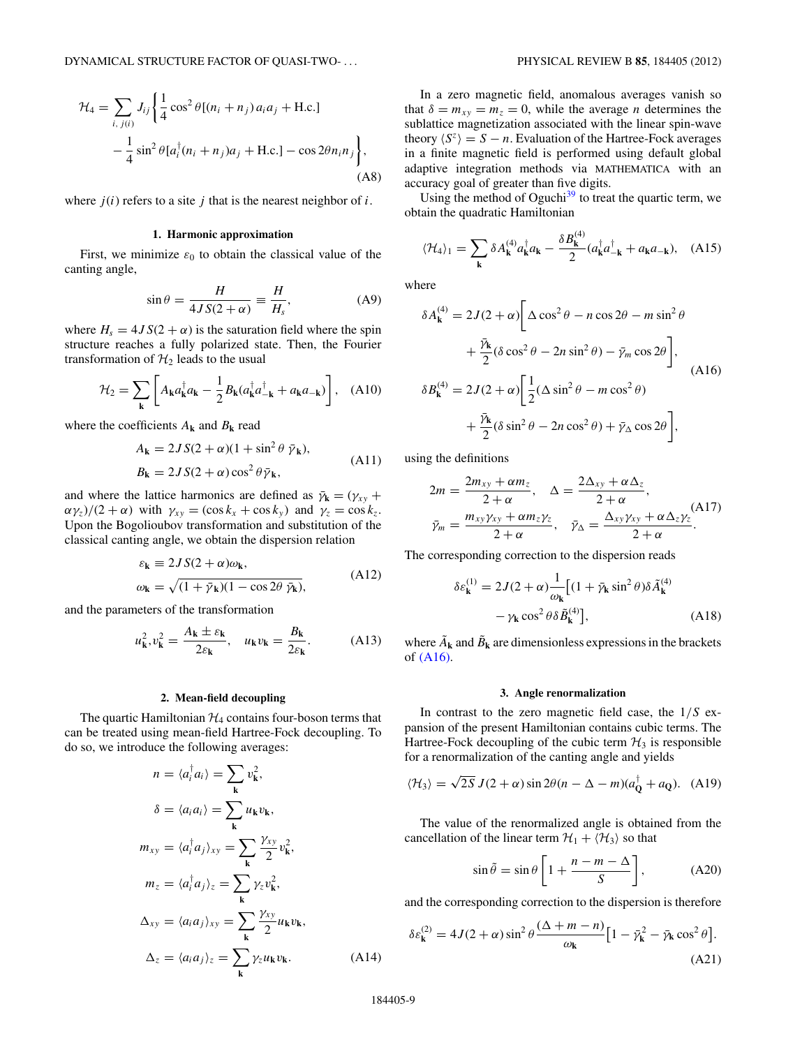$$\mathcal{H}_4 = \sum_{i,\, j(i)} J_{ij} \Bigg\{ \frac{1}{4}\cos^2\theta[(n_i + n_j)\, a_i a_j + \text{H.c.}] - \frac{1}{4}\sin^2\theta[a_i^\dagger (n_i + n_j) a_j + \text{H.c.}] - \cos 2\theta\, n_i n_j \Bigg\}, \tag{A8}$$

where $j(i)$ refers to a site $j$ that is the nearest neighbor of $i$.

#### 1. Harmonic approximation

First, we minimize $\varepsilon_0$ to obtain the classical value of the canting angle,

$$\sin\theta = \frac{H}{4JS(2+\alpha)} \equiv \frac{H}{H_s}, \tag{A9}$$

where $H_s = 4JS(2+\alpha)$ is the saturation field where the spin structure reaches a fully polarized state. Then, the Fourier transformation of $\mathcal{H}_2$ leads to the usual

$$\mathcal{H}_2 = \sum_{\mathbf{k}} \left[ A_{\mathbf{k}} a_{\mathbf{k}}^\dagger a_{\mathbf{k}} - \frac{1}{2} B_{\mathbf{k}} (a_{\mathbf{k}}^\dagger a_{-\mathbf{k}}^\dagger + a_{\mathbf{k}} a_{-\mathbf{k}}) \right], \tag{A10}$$

where the coefficients $A_{\mathbf{k}}$ and $B_{\mathbf{k}}$ read

$$\begin{aligned} A_{\mathbf{k}} &= 2JS(2+\alpha)(1 + \sin^2\theta\, \bar{\gamma}_{\mathbf{k}}), \\ B_{\mathbf{k}} &= 2JS(2+\alpha)\cos^2\theta\, \bar{\gamma}_{\mathbf{k}}, \end{aligned} \tag{A11}$$

and where the lattice harmonics are defined as $\bar{\gamma}_{\mathbf{k}} = (\gamma_{xy} + \alpha\gamma_z)/(2+\alpha)$ with $\gamma_{xy} = (\cos k_x + \cos k_y)$ and $\gamma_z = \cos k_z$. Upon the Bogolioubov transformation and substitution of the classical canting angle, we obtain the dispersion relation

$$\begin{aligned} \varepsilon_{\mathbf{k}} &\equiv 2JS(2+\alpha)\omega_{\mathbf{k}}, \\ \omega_{\mathbf{k}} &= \sqrt{(1+\bar{\gamma}_{\mathbf{k}})(1 - \cos 2\theta\, \bar{\gamma}_{\mathbf{k}})}, \end{aligned} \tag{A12}$$

and the parameters of the transformation

$$u_{\mathbf{k}}^2, v_{\mathbf{k}}^2 = \frac{A_{\mathbf{k}} \pm \varepsilon_{\mathbf{k}}}{2\varepsilon_{\mathbf{k}}}, \quad u_{\mathbf{k}} v_{\mathbf{k}} = \frac{B_{\mathbf{k}}}{2\varepsilon_{\mathbf{k}}}. \tag{A13}$$

#### 2. Mean-field decoupling

The quartic Hamiltonian $\mathcal{H}_4$ contains four-boson terms that can be treated using mean-field Hartree-Fock decoupling. To do so, we introduce the following averages:

$$\begin{aligned} n &= \langle a_i^\dagger a_i \rangle = \sum_{\mathbf{k}} v_{\mathbf{k}}^2, \\ \delta &= \langle a_i a_i \rangle = \sum_{\mathbf{k}} u_{\mathbf{k}} v_{\mathbf{k}}, \\ m_{xy} &= \langle a_i^\dagger a_j \rangle_{xy} = \sum_{\mathbf{k}} \frac{\gamma_{xy}}{2} v_{\mathbf{k}}^2, \\ m_z &= \langle a_i^\dagger a_j \rangle_z = \sum_{\mathbf{k}} \gamma_z v_{\mathbf{k}}^2, \\ \Delta_{xy} &= \langle a_i a_j \rangle_{xy} = \sum_{\mathbf{k}} \frac{\gamma_{xy}}{2} u_{\mathbf{k}} v_{\mathbf{k}}, \\ \Delta_z &= \langle a_i a_j \rangle_z = \sum_{\mathbf{k}} \gamma_z u_{\mathbf{k}} v_{\mathbf{k}}. \end{aligned} \tag{A14}$$

In a zero magnetic field, anomalous averages vanish so that $\delta = m_{xy} = m_z = 0$, while the average $n$ determines the sublattice magnetization associated with the linear spin-wave theory $\langle S^z \rangle = S - n$. Evaluation of the Hartree-Fock averages in a finite magnetic field is performed using default global adaptive integration methods via MATHEMATICA with an accuracy goal of greater than five digits.

Using the method of Oguchi[39] to treat the quartic term, we obtain the quadratic Hamiltonian

$$\langle \mathcal{H}_4 \rangle_1 = \sum_{\mathbf{k}} \delta A_{\mathbf{k}}^{(4)} a_{\mathbf{k}}^\dagger a_{\mathbf{k}} - \frac{\delta B_{\mathbf{k}}^{(4)}}{2} (a_{\mathbf{k}}^\dagger a_{-\mathbf{k}}^\dagger + a_{\mathbf{k}} a_{-\mathbf{k}}), \tag{A15}$$

where

$$\begin{aligned} \delta A_{\mathbf{k}}^{(4)} &= 2J(2+\alpha)\bigg[ \Delta\cos^2\theta - n\cos 2\theta - m\sin^2\theta \\ &\quad + \frac{\bar{\gamma}_{\mathbf{k}}}{2}(\delta\cos^2\theta - 2n\sin^2\theta) - \bar{\gamma}_m \cos 2\theta \bigg], \\ \delta B_{\mathbf{k}}^{(4)} &= 2J(2+\alpha)\bigg[ \frac{1}{2}(\Delta\sin^2\theta - m\cos^2\theta) \\ &\quad + \frac{\bar{\gamma}_{\mathbf{k}}}{2}(\delta\sin^2\theta - 2n\cos^2\theta) + \bar{\gamma}_\Delta \cos 2\theta \bigg], \end{aligned} \tag{A16}$$

using the definitions

$$\begin{aligned} 2m &= \frac{2m_{xy} + \alpha m_z}{2+\alpha}, \quad \Delta = \frac{2\Delta_{xy} + \alpha\Delta_z}{2+\alpha}, \\ \bar{\gamma}_m &= \frac{m_{xy}\gamma_{xy} + \alpha m_z \gamma_z}{2+\alpha}, \quad \bar{\gamma}_\Delta = \frac{\Delta_{xy}\gamma_{xy} + \alpha\Delta_z\gamma_z}{2+\alpha}. \end{aligned} \tag{A17}$$

The corresponding correction to the dispersion reads

$$\begin{aligned} \delta\varepsilon_{\mathbf{k}}^{(1)} &= 2J(2+\alpha)\frac{1}{\omega_{\mathbf{k}}}\big[(1 + \bar{\gamma}_{\mathbf{k}}\sin^2\theta)\delta\tilde{A}_{\mathbf{k}}^{(4)} \\ &\quad - \gamma_{\mathbf{k}}\cos^2\theta\, \delta\tilde{B}_{\mathbf{k}}^{(4)}\big], \end{aligned} \tag{A18}$$

where $\tilde{A}_{\mathbf{k}}$ and $\tilde{B}_{\mathbf{k}}$ are dimensionless expressions in the brackets of (A16).

#### 3. Angle renormalization

In contrast to the zero magnetic field case, the $1/S$ expansion of the present Hamiltonian contains cubic terms. The Hartree-Fock decoupling of the cubic term $\mathcal{H}_3$ is responsible for a renormalization of the canting angle and yields

$$\langle \mathcal{H}_3 \rangle = \sqrt{2S}\, J(2+\alpha)\sin 2\theta(n - \Delta - m)(a_{\mathbf{Q}}^\dagger + a_{\mathbf{Q}}). \tag{A19}$$

The value of the renormalized angle is obtained from the cancellation of the linear term $\mathcal{H}_1 + \langle \mathcal{H}_3 \rangle$ so that

$$\sin\tilde{\theta} = \sin\theta\left[1 + \frac{n - m - \Delta}{S}\right], \tag{A20}$$

and the corresponding correction to the dispersion is therefore

$$\delta\varepsilon_{\mathbf{k}}^{(2)} = 4J(2+\alpha)\sin^2\theta\frac{(\Delta + m - n)}{\omega_{\mathbf{k}}}\big[1 - \bar{\gamma}_{\mathbf{k}}^2 - \bar{\gamma}_{\mathbf{k}}\cos^2\theta\big]. \tag{A21}$$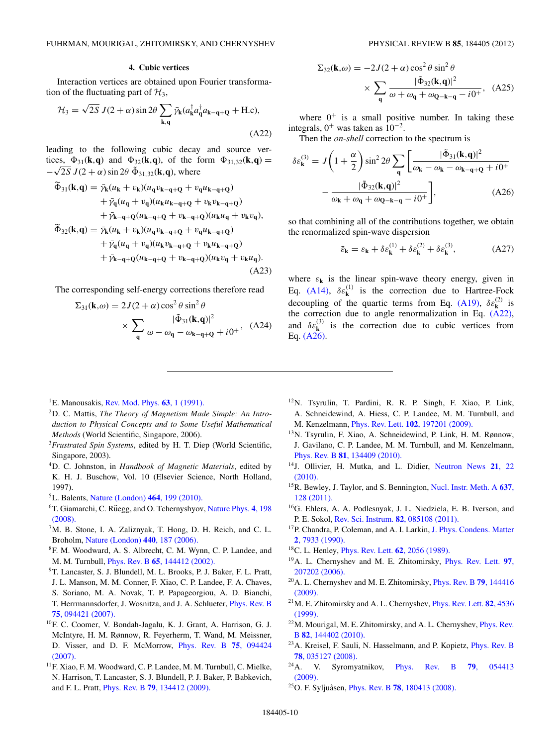#### 4. Cubic vertices

Interaction vertices are obtained upon Fourier transformation of the fluctuating part of $\mathcal{H}_3$,

$$\mathcal{H}_3 = \sqrt{2S}\, J(2+\alpha)\sin 2\theta \sum_{\mathbf{k},\mathbf{q}} \bar{\gamma}_{\mathbf{k}} (a^\dagger_{\mathbf{k}} a^\dagger_{\mathbf{q}} a_{\mathbf{k}-\mathbf{q}+\mathbf{Q}} + \text{H.c}), \tag{A22}$$

leading to the following cubic decay and source vertices, $\Phi_{31}(\mathbf{k},\mathbf{q})$ and $\Phi_{32}(\mathbf{k},\mathbf{q})$, of the form $\Phi_{31,32}(\mathbf{k},\mathbf{q}) = -\sqrt{2S}\, J(2+\alpha)\sin 2\theta\, \tilde{\Phi}_{31,32}(\mathbf{k},\mathbf{q})$, where

$$\begin{aligned}
\tilde{\Phi}_{31}(\mathbf{k},\mathbf{q}) = {} & \bar{\gamma}_{\mathbf{k}}(u_{\mathbf{k}}+v_{\mathbf{k}})(u_{\mathbf{q}}v_{\mathbf{k}-\mathbf{q}+\mathbf{Q}} + v_{\mathbf{q}}u_{\mathbf{k}-\mathbf{q}+\mathbf{Q}}) \\
& + \bar{\gamma}_{\mathbf{q}}(u_{\mathbf{q}}+v_{\mathbf{q}})(u_{\mathbf{k}}u_{\mathbf{k}-\mathbf{q}+\mathbf{Q}} + v_{\mathbf{k}}v_{\mathbf{k}-\mathbf{q}+\mathbf{Q}}) \\
& + \bar{\gamma}_{\mathbf{k}-\mathbf{q}+\mathbf{Q}}(u_{\mathbf{k}-\mathbf{q}+\mathbf{Q}}+v_{\mathbf{k}-\mathbf{q}+\mathbf{Q}})(u_{\mathbf{k}}u_{\mathbf{q}} + v_{\mathbf{k}}v_{\mathbf{q}}), \\
\tilde{\Phi}_{32}(\mathbf{k},\mathbf{q}) = {} & \bar{\gamma}_{\mathbf{k}}(u_{\mathbf{k}}+v_{\mathbf{k}})(u_{\mathbf{q}}v_{\mathbf{k}-\mathbf{q}+\mathbf{Q}} + v_{\mathbf{q}}u_{\mathbf{k}-\mathbf{q}+\mathbf{Q}}) \\
& + \bar{\gamma}_{\mathbf{q}}(u_{\mathbf{q}}+v_{\mathbf{q}})(u_{\mathbf{k}}v_{\mathbf{k}-\mathbf{q}+\mathbf{Q}} + v_{\mathbf{k}}u_{\mathbf{k}-\mathbf{q}+\mathbf{Q}}) \\
& + \bar{\gamma}_{\mathbf{k}-\mathbf{q}+\mathbf{Q}}(u_{\mathbf{k}-\mathbf{q}+\mathbf{Q}}+v_{\mathbf{k}-\mathbf{q}+\mathbf{Q}})(u_{\mathbf{k}}v_{\mathbf{q}} + v_{\mathbf{k}}u_{\mathbf{q}}).
\end{aligned} \tag{A23}$$

The corresponding self-energy corrections therefore read

$$\Sigma_{31}(\mathbf{k},\omega) = 2J(2+\alpha)\cos^2\theta\sin^2\theta \times \sum_{\mathbf{q}} \frac{|\tilde{\Phi}_{31}(\mathbf{k},\mathbf{q})|^2}{\omega - \omega_{\mathbf{q}} - \omega_{\mathbf{k}-\mathbf{q}+\mathbf{Q}} + i0^+}, \tag{A24}$$

$$\Sigma_{32}(\mathbf{k},\omega) = -2J(2+\alpha)\cos^2\theta\sin^2\theta \times \sum_{\mathbf{q}} \frac{|\tilde{\Phi}_{32}(\mathbf{k},\mathbf{q})|^2}{\omega + \omega_{\mathbf{q}} + \omega_{\mathbf{Q}-\mathbf{k}-\mathbf{q}} - i0^+}, \tag{A25}$$

where $0^+$ is a small positive number. In taking these integrals, $0^+$ was taken as $10^{-2}$.

Then the *on-shell* correction to the spectrum is

$$\delta\varepsilon^{(3)}_{\mathbf{k}} = J\left(1+\frac{\alpha}{2}\right)\sin^2 2\theta \sum_{\mathbf{q}} \left[ \frac{|\tilde{\Phi}_{31}(\mathbf{k},\mathbf{q})|^2}{\omega_{\mathbf{k}} - \omega_{\mathbf{k}} - \omega_{\mathbf{k}-\mathbf{q}+\mathbf{Q}} + i0^+} - \frac{|\tilde{\Phi}_{32}(\mathbf{k},\mathbf{q})|^2}{\omega_{\mathbf{k}} + \omega_{\mathbf{q}} + \omega_{\mathbf{Q}-\mathbf{k}-\mathbf{q}} - i0^+} \right], \tag{A26}$$

so that combining all of the contributions together, we obtain the renormalized spin-wave dispersion

$$\bar{\varepsilon}_{\mathbf{k}} = \varepsilon_{\mathbf{k}} + \delta\varepsilon^{(1)}_{\mathbf{k}} + \delta\varepsilon^{(2)}_{\mathbf{k}} + \delta\varepsilon^{(3)}_{\mathbf{k}}, \tag{A27}$$

where $\varepsilon_{\mathbf{k}}$ is the linear spin-wave theory energy, given in Eq. (A14), $\delta\varepsilon^{(1)}_{\mathbf{k}}$ is the correction due to Hartree-Fock decoupling of the quartic terms from Eq. (A19), $\delta\varepsilon^{(2)}_{\mathbf{k}}$ is the correction due to angle renormalization in Eq. (A22), and $\delta\varepsilon^{(3)}_{\mathbf{k}}$ is the correction due to cubic vertices from Eq. (A26).

---

[1] E. Manousakis, Rev. Mod. Phys. **63**, 1 (1991).

[2] D. C. Mattis, *The Theory of Magnetism Made Simple: An Introduction to Physical Concepts and to Some Useful Mathematical Methods* (World Scientific, Singapore, 2006).

[3] *Frustrated Spin Systems*, edited by H. T. Diep (World Scientific, Singapore, 2003).

[4] D. C. Johnston, in *Handbook of Magnetic Materials*, edited by K. H. J. Buschow, Vol. 10 (Elsevier Science, North Holland, 1997).

[5] L. Balents, Nature (London) **464**, 199 (2010).

[6] T. Giamarchi, C. Rüegg, and O. Tchernyshyov, Nature Phys. **4**, 198 (2008).

[7] M. B. Stone, I. A. Zaliznyak, T. Hong, D. H. Reich, and C. L. Broholm, Nature (London) **440**, 187 (2006).

[8] F. M. Woodward, A. S. Albrecht, C. M. Wynn, C. P. Landee, and M. M. Turnbull, Phys. Rev. B **65**, 144412 (2002).

[9] T. Lancaster, S. J. Blundell, M. L. Brooks, P. J. Baker, F. L. Pratt, J. L. Manson, M. M. Conner, F. Xiao, C. P. Landee, F. A. Chaves, S. Soriano, M. A. Novak, T. P. Papageorgiou, A. D. Bianchi, T. Herrmannsdorfer, J. Wosnitza, and J. A. Schlueter, Phys. Rev. B **75**, 094421 (2007).

[10] F. C. Coomer, V. Bondah-Jagalu, K. J. Grant, A. Harrison, G. J. McIntyre, H. M. Rønnow, R. Feyerherm, T. Wand, M. Meissner, D. Visser, and D. F. McMorrow, Phys. Rev. B **75**, 094424 (2007).

[11] F. Xiao, F. M. Woodward, C. P. Landee, M. M. Turnbull, C. Mielke, N. Harrison, T. Lancaster, S. J. Blundell, P. J. Baker, P. Babkevich, and F. L. Pratt, Phys. Rev. B **79**, 134412 (2009).

[12] N. Tsyrulin, T. Pardini, R. R. P. Singh, F. Xiao, P. Link, A. Schneidewind, A. Hiess, C. P. Landee, M. M. Turnbull, and M. Kenzelmann, Phys. Rev. Lett. **102**, 197201 (2009).

[13] N. Tsyrulin, F. Xiao, A. Schneidewind, P. Link, H. M. Rønnow, J. Gavilano, C. P. Landee, M. M. Turnbull, and M. Kenzelmann, Phys. Rev. B **81**, 134409 (2010).

[14] J. Ollivier, H. Mutka, and L. Didier, Neutron News **21**, 22 (2010).

[15] R. Bewley, J. Taylor, and S. Bennington, Nucl. Instr. Meth. A **637**, 128 (2011).

[16] G. Ehlers, A. A. Podlesnyak, J. L. Niedziela, E. B. Iverson, and P. E. Sokol, Rev. Sci. Instrum. **82**, 085108 (2011).

[17] P. Chandra, P. Coleman, and A. I. Larkin, J. Phys. Condens. Matter **2**, 7933 (1990).

[18] C. L. Henley, Phys. Rev. Lett. **62**, 2056 (1989).

[19] A. L. Chernyshev and M. E. Zhitomirsky, Phys. Rev. Lett. **97**, 207202 (2006).

[20] A. L. Chernyshev and M. E. Zhitomirsky, Phys. Rev. B **79**, 144416 (2009).

[21] M. E. Zhitomirsky and A. L. Chernyshev, Phys. Rev. Lett. **82**, 4536 (1999).

[22] M. Mourigal, M. E. Zhitomirsky, and A. L. Chernyshev, Phys. Rev. B **82**, 144402 (2010).

[23] A. Kreisel, F. Sauli, N. Hasselmann, and P. Kopietz, Phys. Rev. B **78**, 035127 (2008).

[24] A. V. Syromyatnikov, Phys. Rev. B **79**, 054413 (2009).

[25] O. F. Syljuåsen, Phys. Rev. B **78**, 180413 (2008).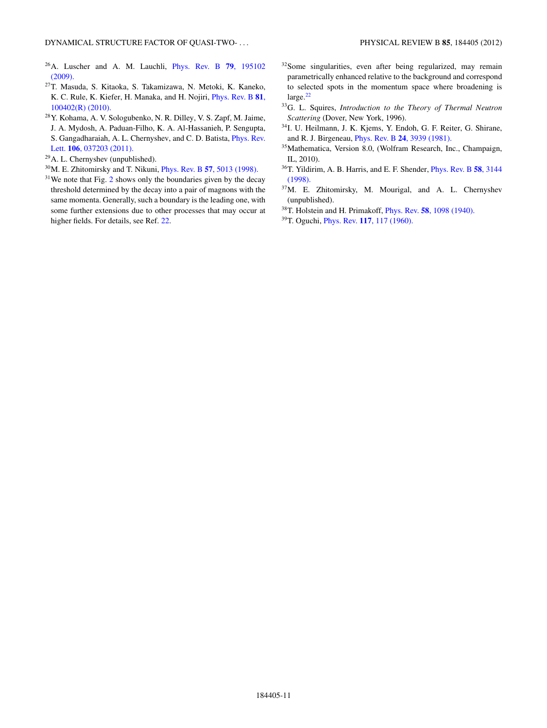[26] A. Luscher and A. M. Lauchli, Phys. Rev. B **79**, 195102 (2009).

[27] T. Masuda, S. Kitaoka, S. Takamizawa, N. Metoki, K. Kaneko, K. C. Rule, K. Kiefer, H. Manaka, and H. Nojiri, Phys. Rev. B **81**, 100402(R) (2010).

[28] Y. Kohama, A. V. Sologubenko, N. R. Dilley, V. S. Zapf, M. Jaime, J. A. Mydosh, A. Paduan-Filho, K. A. Al-Hassanieh, P. Sengupta, S. Gangadharaiah, A. L. Chernyshev, and C. D. Batista, Phys. Rev. Lett. **106**, 037203 (2011).

[29] A. L. Chernyshev (unpublished).

[30] M. E. Zhitomirsky and T. Nikuni, Phys. Rev. B **57**, 5013 (1998).

[31] We note that Fig. 2 shows only the boundaries given by the decay threshold determined by the decay into a pair of magnons with the same momenta. Generally, such a boundary is the leading one, with some further extensions due to other processes that may occur at higher fields. For details, see Ref. 22.

[32] Some singularities, even after being regularized, may remain parametrically enhanced relative to the background and correspond to selected spots in the momentum space where broadening is large.[22]

[33] G. L. Squires, *Introduction to the Theory of Thermal Neutron Scattering* (Dover, New York, 1996).

[34] I. U. Heilmann, J. K. Kjems, Y. Endoh, G. F. Reiter, G. Shirane, and R. J. Birgeneau, Phys. Rev. B **24**, 3939 (1981).

[35] Mathematica, Version 8.0, (Wolfram Research, Inc., Champaign, IL, 2010).

[36] T. Yildirim, A. B. Harris, and E. F. Shender, Phys. Rev. B **58**, 3144 (1998).

[37] M. E. Zhitomirsky, M. Mourigal, and A. L. Chernyshev (unpublished).

[38] T. Holstein and H. Primakoff, Phys. Rev. **58**, 1098 (1940).

[39] T. Oguchi, Phys. Rev. **117**, 117 (1960).